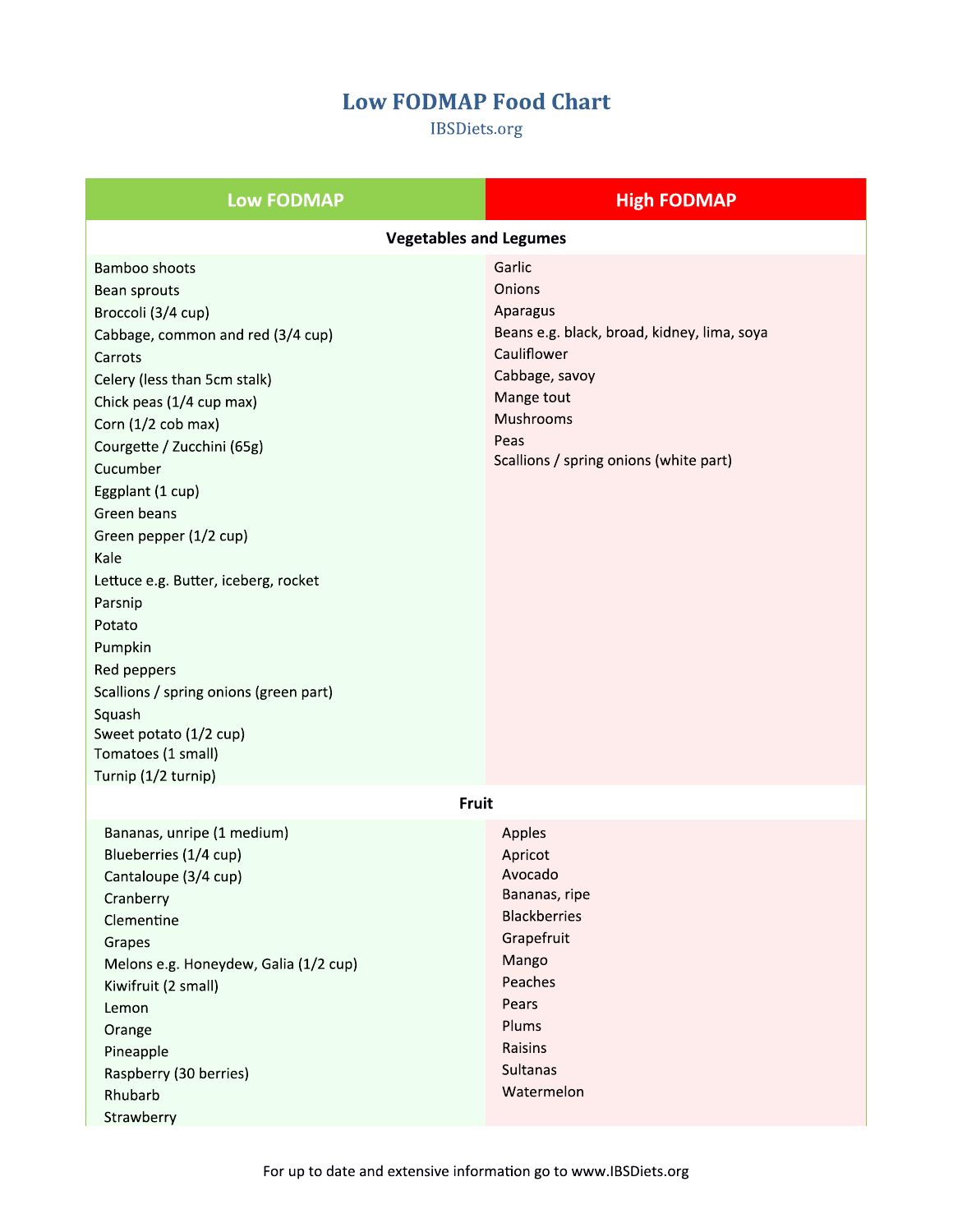# Low FODMAP Food Chart

IBSDiets.org

| Low FODMAP | High FODMAP |
|---|---|
| **Vegetables and Legumes** | |
| Bamboo shoots | Garlic |
| Bean sprouts | Onions |
| Broccoli (3/4 cup) | Aparagus |
| Cabbage, common and red (3/4 cup) | Beans e.g. black, broad, kidney, lima, soya |
| Carrots | Cauliflower |
| Celery (less than 5cm stalk) | Cabbage, savoy |
| Chick peas (1/4 cup max) | Mange tout |
| Corn (1/2 cob max) | Mushrooms |
| Courgette / Zucchini (65g) | Peas |
| Cucumber | Scallions / spring onions (white part) |
| Eggplant (1 cup) | |
| Green beans | |
| Green pepper (1/2 cup) | |
| Kale | |
| Lettuce e.g. Butter, iceberg, rocket | |
| Parsnip | |
| Potato | |
| Pumpkin | |
| Red peppers | |
| Scallions / spring onions (green part) | |
| Squash | |
| Sweet potato (1/2 cup) | |
| Tomatoes (1 small) | |
| Turnip (1/2 turnip) | |
| **Fruit** | |
| Bananas, unripe (1 medium) | Apples |
| Blueberries (1/4 cup) | Apricot |
| Cantaloupe (3/4 cup) | Avocado |
| Cranberry | Bananas, ripe |
| Clementine | Blackberries |
| Grapes | Grapefruit |
| Melons e.g. Honeydew, Galia (1/2 cup) | Mango |
| Kiwifruit (2 small) | Peaches |
| Lemon | Pears |
| Orange | Plums |
| Pineapple | Raisins |
| Raspberry (30 berries) | Sultanas |
| Rhubarb | Watermelon |
| Strawberry | |

For up to date and extensive information go to www.IBSDiets.org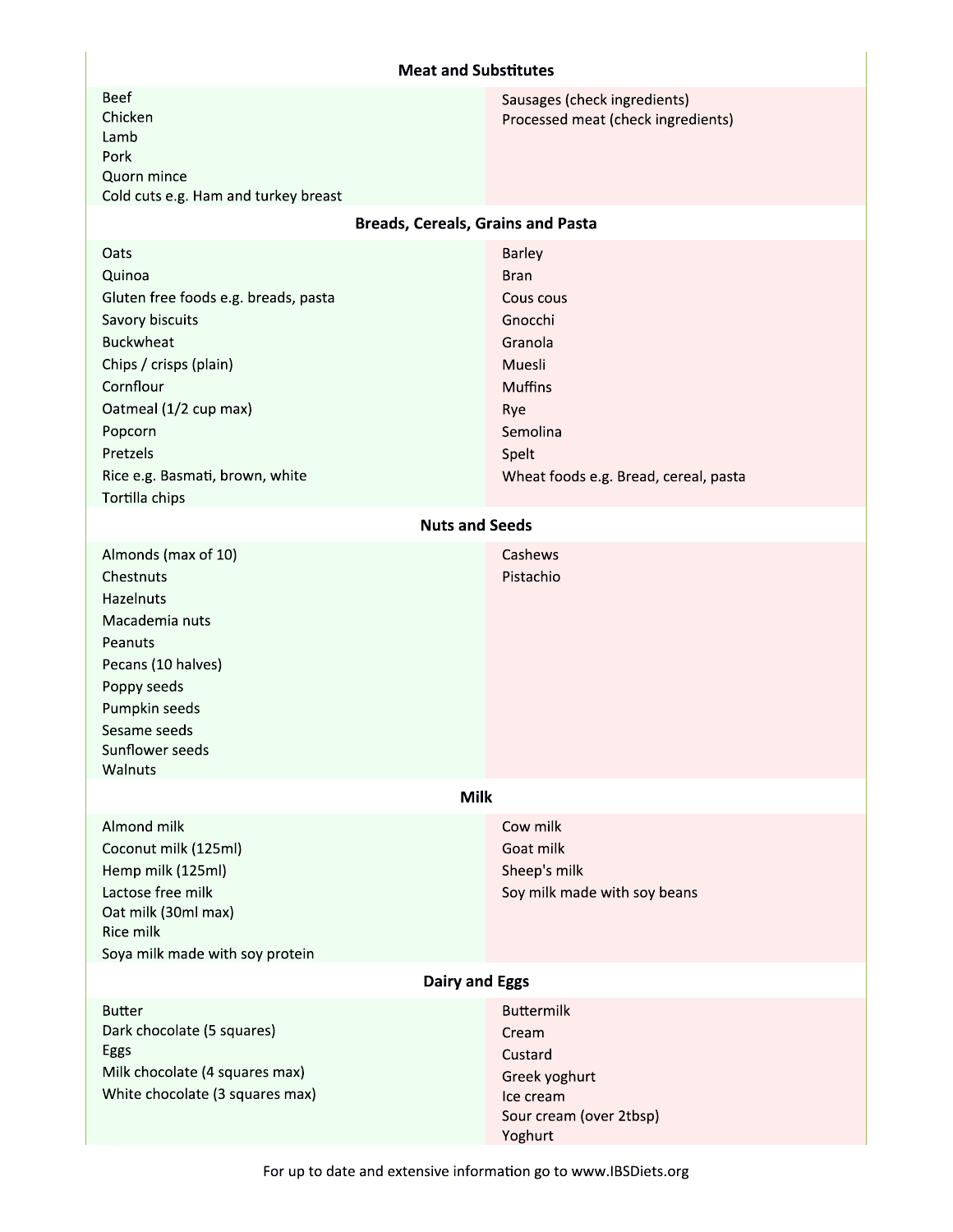| Meat and Substitutes | |
| --- | --- |
| Beef | Sausages (check ingredients) |
| Chicken | Processed meat (check ingredients) |
| Lamb | |
| Pork | |
| Quorn mince | |
| Cold cuts e.g. Ham and turkey breast | |

| Breads, Cereals, Grains and Pasta | |
| --- | --- |
| Oats | Barley |
| Quinoa | Bran |
| Gluten free foods e.g. breads, pasta | Cous cous |
| Savory biscuits | Gnocchi |
| Buckwheat | Granola |
| Chips / crisps (plain) | Muesli |
| Cornflour | Muffins |
| Oatmeal (1/2 cup max) | Rye |
| Popcorn | Semolina |
| Pretzels | Spelt |
| Rice e.g. Basmati, brown, white | Wheat foods e.g. Bread, cereal, pasta |
| Tortilla chips | |

| Nuts and Seeds | |
| --- | --- |
| Almonds (max of 10) | Cashews |
| Chestnuts | Pistachio |
| Hazelnuts | |
| Macademia nuts | |
| Peanuts | |
| Pecans (10 halves) | |
| Poppy seeds | |
| Pumpkin seeds | |
| Sesame seeds | |
| Sunflower seeds | |
| Walnuts | |

| Milk | |
| --- | --- |
| Almond milk | Cow milk |
| Coconut milk (125ml) | Goat milk |
| Hemp milk (125ml) | Sheep's milk |
| Lactose free milk | Soy milk made with soy beans |
| Oat milk (30ml max) | |
| Rice milk | |
| Soya milk made with soy protein | |

| Dairy and Eggs | |
| --- | --- |
| Butter | Buttermilk |
| Dark chocolate (5 squares) | Cream |
| Eggs | Custard |
| Milk chocolate (4 squares max) | Greek yoghurt |
| White chocolate (3 squares max) | Ice cream |
| | Sour cream (over 2tbsp) |
| | Yoghurt |

For up to date and extensive information go to www.IBSDiets.org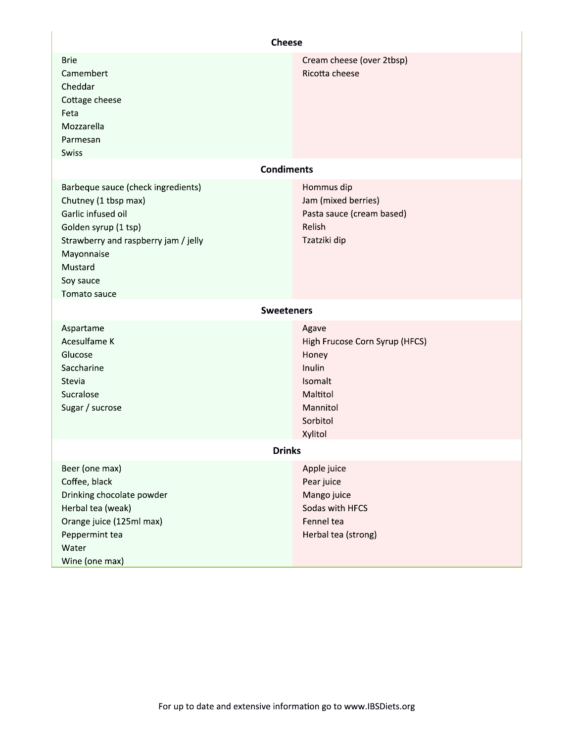| | |
|---|---|
| **Cheese** | |
| Brie | Cream cheese (over 2tbsp) |
| Camembert | Ricotta cheese |
| Cheddar | |
| Cottage cheese | |
| Feta | |
| Mozzarella | |
| Parmesan | |
| Swiss | |
| **Condiments** | |
| Barbeque sauce (check ingredients) | Hommus dip |
| Chutney (1 tbsp max) | Jam (mixed berries) |
| Garlic infused oil | Pasta sauce (cream based) |
| Golden syrup (1 tsp) | Relish |
| Strawberry and raspberry jam / jelly | Tzatziki dip |
| Mayonnaise | |
| Mustard | |
| Soy sauce | |
| Tomato sauce | |
| **Sweeteners** | |
| Aspartame | Agave |
| Acesulfame K | High Frucose Corn Syrup (HFCS) |
| Glucose | Honey |
| Saccharine | Inulin |
| Stevia | Isomalt |
| Sucralose | Maltitol |
| Sugar / sucrose | Mannitol |
| | Sorbitol |
| | Xylitol |
| **Drinks** | |
| Beer (one max) | Apple juice |
| Coffee, black | Pear juice |
| Drinking chocolate powder | Mango juice |
| Herbal tea (weak) | Sodas with HFCS |
| Orange juice (125ml max) | Fennel tea |
| Peppermint tea | Herbal tea (strong) |
| Water | |
| Wine (one max) | |

For up to date and extensive information go to www.IBSDiets.org